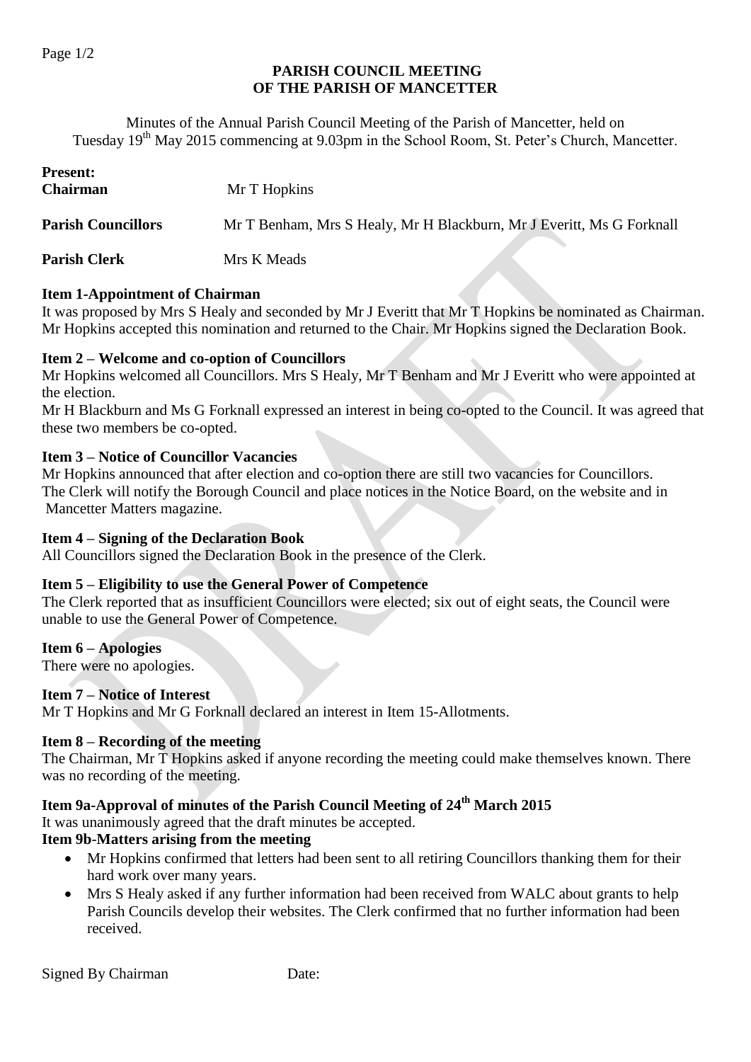# PARISH COUNCIL MEETING
# OF THE PARISH OF MANCETTER

Minutes of the Annual Parish Council Meeting of the Parish of Mancetter, held on Tuesday 19th May 2015 commencing at 9.03pm in the School Room, St. Peter's Church, Mancetter.

**Present:**

| | |
|---|---|
| **Chairman** | Mr T Hopkins |
| **Parish Councillors** | Mr T Benham, Mrs S Healy, Mr H Blackburn, Mr J Everitt, Ms G Forknall |
| **Parish Clerk** | Mrs K Meads |

### Item 1-Appointment of Chairman

It was proposed by Mrs S Healy and seconded by Mr J Everitt that Mr T Hopkins be nominated as Chairman. Mr Hopkins accepted this nomination and returned to the Chair. Mr Hopkins signed the Declaration Book.

### Item 2 – Welcome and co-option of Councillors

Mr Hopkins welcomed all Councillors. Mrs S Healy, Mr T Benham and Mr J Everitt who were appointed at the election.

Mr H Blackburn and Ms G Forknall expressed an interest in being co-opted to the Council. It was agreed that these two members be co-opted.

### Item 3 – Notice of Councillor Vacancies

Mr Hopkins announced that after election and co-option there are still two vacancies for Councillors. The Clerk will notify the Borough Council and place notices in the Notice Board, on the website and in Mancetter Matters magazine.

### Item 4 – Signing of the Declaration Book

All Councillors signed the Declaration Book in the presence of the Clerk.

### Item 5 – Eligibility to use the General Power of Competence

The Clerk reported that as insufficient Councillors were elected; six out of eight seats, the Council were unable to use the General Power of Competence.

### Item 6 – Apologies

There were no apologies.

### Item 7 – Notice of Interest

Mr T Hopkins and Mr G Forknall declared an interest in Item 15-Allotments.

### Item 8 – Recording of the meeting

The Chairman, Mr T Hopkins asked if anyone recording the meeting could make themselves known. There was no recording of the meeting.

### Item 9a-Approval of minutes of the Parish Council Meeting of 24th March 2015

It was unanimously agreed that the draft minutes be accepted.

### Item 9b-Matters arising from the meeting

- Mr Hopkins confirmed that letters had been sent to all retiring Councillors thanking them for their hard work over many years.
- Mrs S Healy asked if any further information had been received from WALC about grants to help Parish Councils develop their websites. The Clerk confirmed that no further information had been received.

Signed By Chairman Date: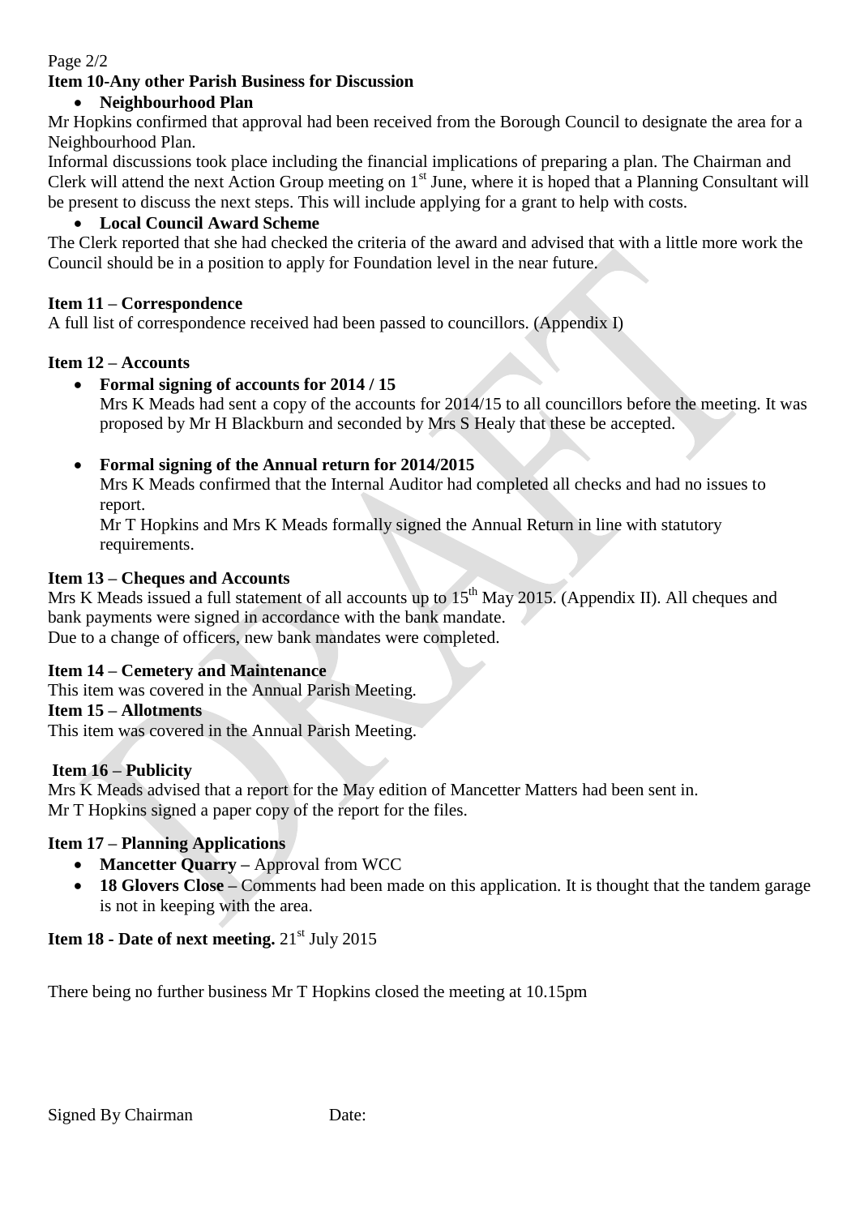**Item 10-Any other Parish Business for Discussion**

- **Neighbourhood Plan**

Mr Hopkins confirmed that approval had been received from the Borough Council to designate the area for a Neighbourhood Plan.

Informal discussions took place including the financial implications of preparing a plan. The Chairman and Clerk will attend the next Action Group meeting on 1st June, where it is hoped that a Planning Consultant will be present to discuss the next steps. This will include applying for a grant to help with costs.

- **Local Council Award Scheme**

The Clerk reported that she had checked the criteria of the award and advised that with a little more work the Council should be in a position to apply for Foundation level in the near future.

**Item 11 – Correspondence**

A full list of correspondence received had been passed to councillors. (Appendix I)

**Item 12 – Accounts**

- **Formal signing of accounts for 2014 / 15**
  Mrs K Meads had sent a copy of the accounts for 2014/15 to all councillors before the meeting. It was proposed by Mr H Blackburn and seconded by Mrs S Healy that these be accepted.

- **Formal signing of the Annual return for 2014/2015**
  Mrs K Meads confirmed that the Internal Auditor had completed all checks and had no issues to report.
  Mr T Hopkins and Mrs K Meads formally signed the Annual Return in line with statutory requirements.

**Item 13 – Cheques and Accounts**

Mrs K Meads issued a full statement of all accounts up to 15th May 2015. (Appendix II). All cheques and bank payments were signed in accordance with the bank mandate.
Due to a change of officers, new bank mandates were completed.

**Item 14 – Cemetery and Maintenance**

This item was covered in the Annual Parish Meeting.

**Item 15 – Allotments**

This item was covered in the Annual Parish Meeting.

**Item 16 – Publicity**

Mrs K Meads advised that a report for the May edition of Mancetter Matters had been sent in.
Mr T Hopkins signed a paper copy of the report for the files.

**Item 17 – Planning Applications**

- **Mancetter Quarry –** Approval from WCC
- **18 Glovers Close –** Comments had been made on this application. It is thought that the tandem garage is not in keeping with the area.

**Item 18 - Date of next meeting.** 21st July 2015

There being no further business Mr T Hopkins closed the meeting at 10.15pm

Signed By Chairman Date: